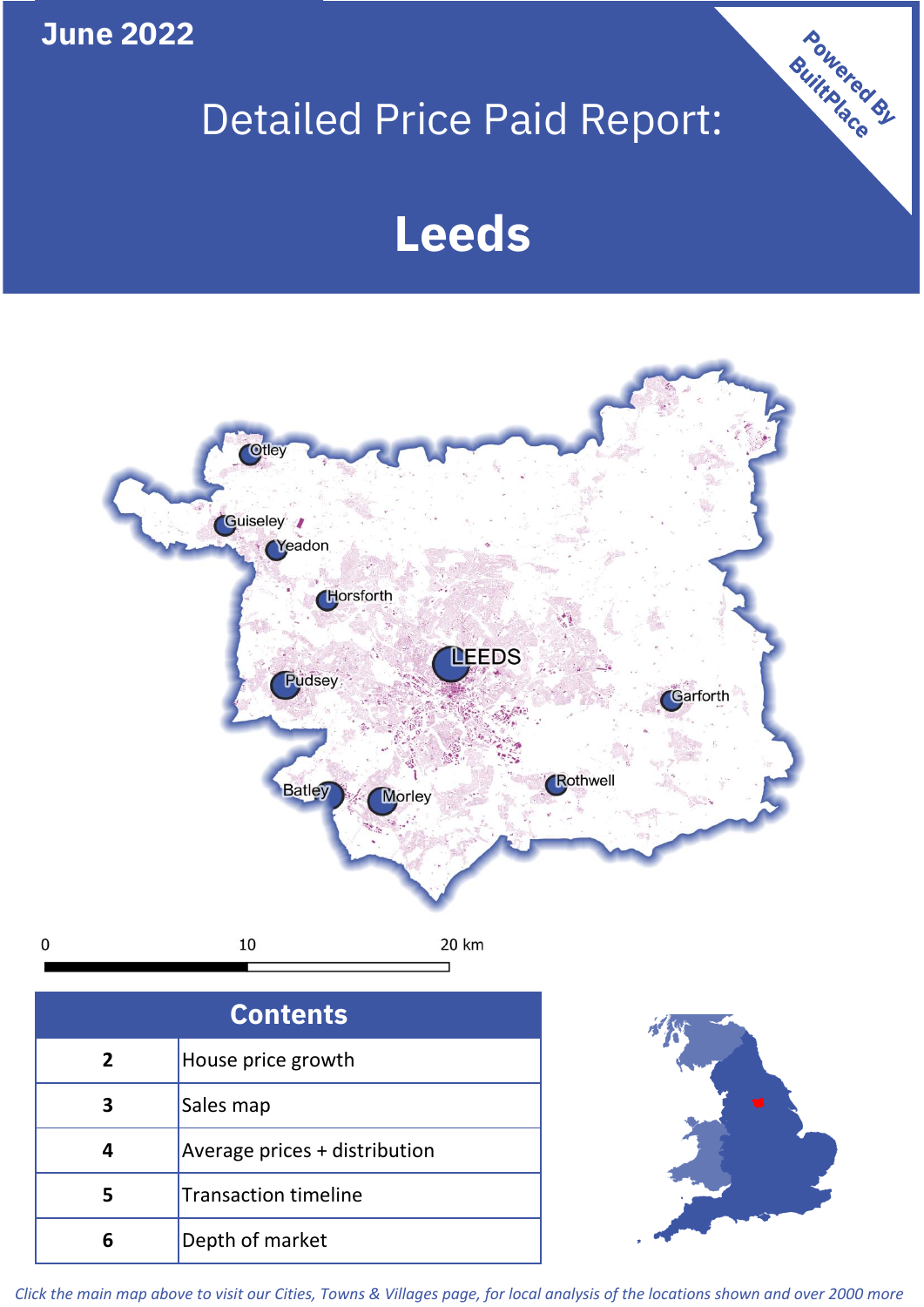June 2022

# Detailed Price Paid Report:

# Leeds

Powered By BuiltPlace

| Contents | |
|---|---|
| 2 | House price growth |
| 3 | Sales map |
| 4 | Average prices + distribution |
| 5 | Transaction timeline |
| 6 | Depth of market |

*Click the main map above to visit our Cities, Towns & Villages page, for local analysis of the locations shown and over 2000 more*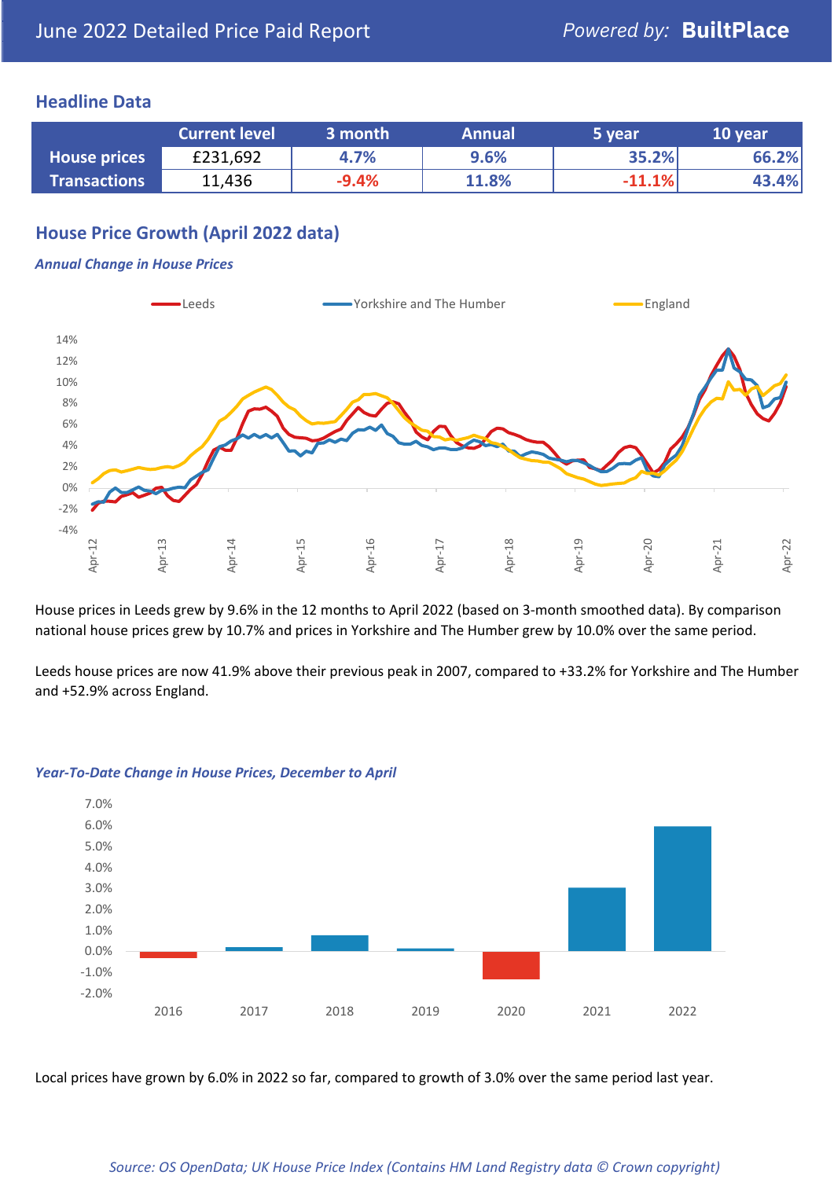June 2022 Detailed Price Paid Report

Powered by: **BuiltPlace**

## Headline Data

| | Current level | 3 month | Annual | 5 year | 10 year |
|---|---|---|---|---|---|
| **House prices** | £231,692 | 4.7% | 9.6% | 35.2% | 66.2% |
| **Transactions** | 11,436 | -9.4% | 11.8% | -11.1% | 43.4% |

## House Price Growth (April 2022 data)

### *Annual Change in House Prices*

House prices in Leeds grew by 9.6% in the 12 months to April 2022 (based on 3-month smoothed data). By comparison national house prices grew by 10.7% and prices in Yorkshire and The Humber grew by 10.0% over the same period.

Leeds house prices are now 41.9% above their previous peak in 2007, compared to +33.2% for Yorkshire and The Humber and +52.9% across England.

### *Year-To-Date Change in House Prices, December to April*

Local prices have grown by 6.0% in 2022 so far, compared to growth of 3.0% over the same period last year.

*Source: OS OpenData; UK House Price Index (Contains HM Land Registry data © Crown copyright)*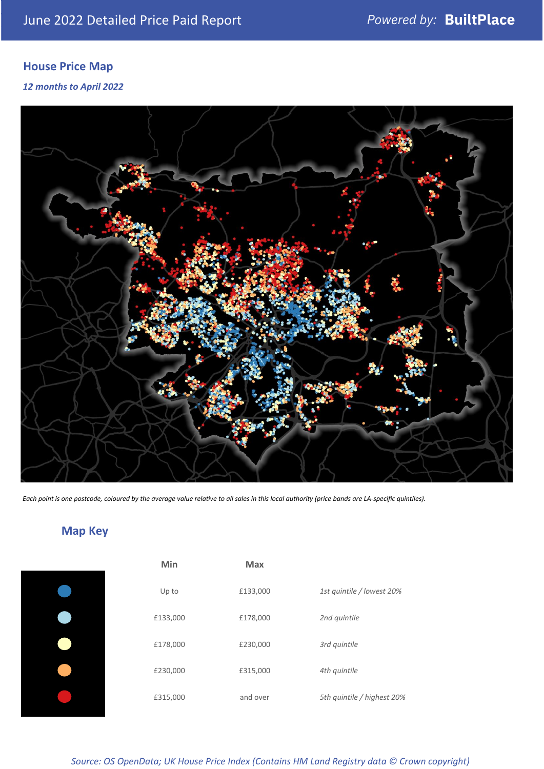## House Price Map

*12 months to April 2022*

*Each point is one postcode, coloured by the average value relative to all sales in this local authority (price bands are LA-specific quintiles).*

## Map Key

| | Min | Max | |
|---|---|---|---|
| | Up to | £133,000 | *1st quintile / lowest 20%* |
| | £133,000 | £178,000 | *2nd quintile* |
| | £178,000 | £230,000 | *3rd quintile* |
| | £230,000 | £315,000 | *4th quintile* |
| | £315,000 | and over | *5th quintile / highest 20%* |

*Source: OS OpenData; UK House Price Index (Contains HM Land Registry data © Crown copyright)*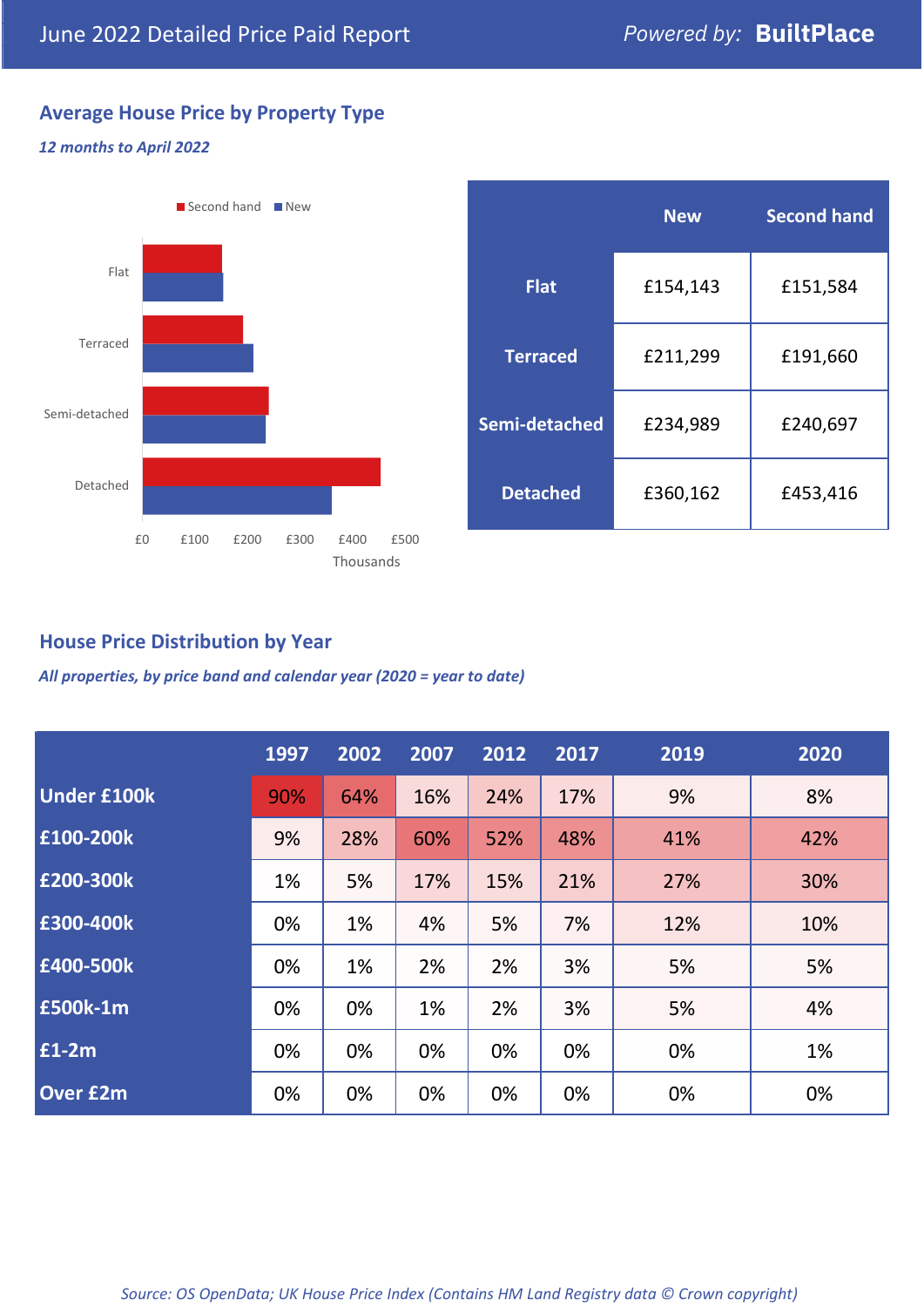June 2022 Detailed Price Paid Report — Powered by: **BuiltPlace**

## Average House Price by Property Type

*12 months to April 2022*

| | New | Second hand |
|---|---|---|
| **Flat** | £154,143 | £151,584 |
| **Terraced** | £211,299 | £191,660 |
| **Semi-detached** | £234,989 | £240,697 |
| **Detached** | £360,162 | £453,416 |

## House Price Distribution by Year

*All properties, by price band and calendar year (2020 = year to date)*

| | 1997 | 2002 | 2007 | 2012 | 2017 | 2019 | 2020 |
|---|---|---|---|---|---|---|---|
| **Under £100k** | 90% | 64% | 16% | 24% | 17% | 9% | 8% |
| **£100-200k** | 9% | 28% | 60% | 52% | 48% | 41% | 42% |
| **£200-300k** | 1% | 5% | 17% | 15% | 21% | 27% | 30% |
| **£300-400k** | 0% | 1% | 4% | 5% | 7% | 12% | 10% |
| **£400-500k** | 0% | 1% | 2% | 2% | 3% | 5% | 5% |
| **£500k-1m** | 0% | 0% | 1% | 2% | 3% | 5% | 4% |
| **£1-2m** | 0% | 0% | 0% | 0% | 0% | 0% | 1% |
| **Over £2m** | 0% | 0% | 0% | 0% | 0% | 0% | 0% |

*Source: OS OpenData; UK House Price Index (Contains HM Land Registry data © Crown copyright)*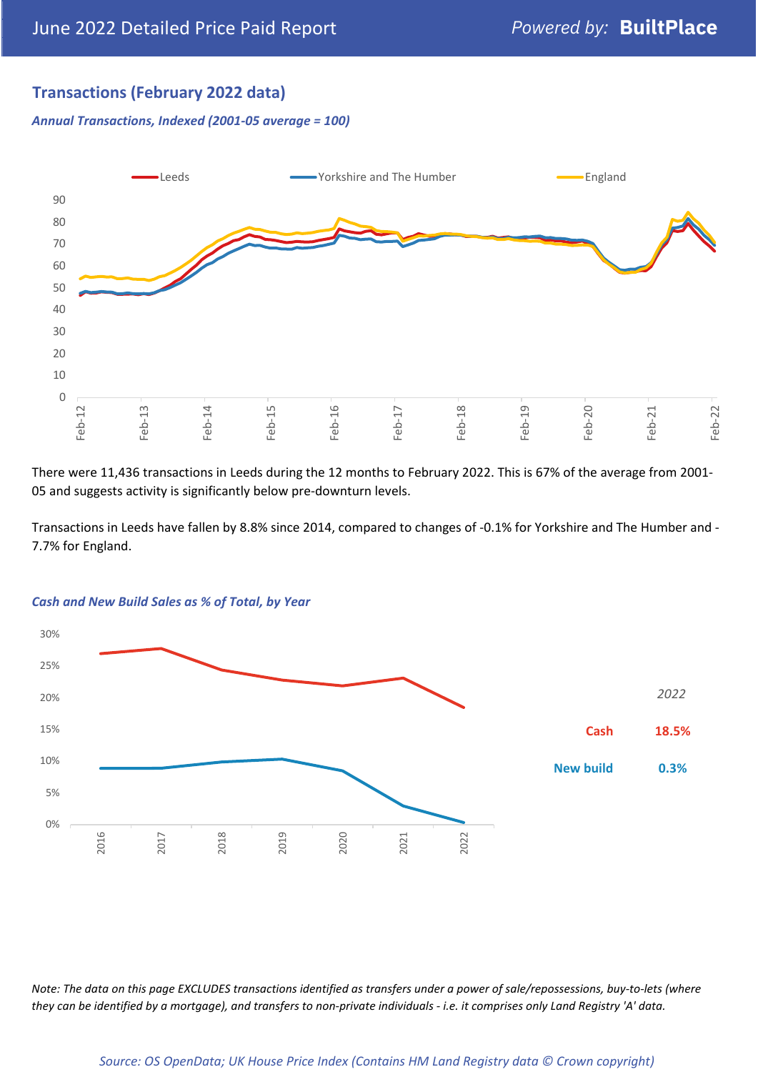## Transactions (February 2022 data)

*Annual Transactions, Indexed (2001-05 average = 100)*

There were 11,436 transactions in Leeds during the 12 months to February 2022. This is 67% of the average from 2001-05 and suggests activity is significantly below pre-downturn levels.

Transactions in Leeds have fallen by 8.8% since 2014, compared to changes of -0.1% for Yorkshire and The Humber and -7.7% for England.

*Cash and New Build Sales as % of Total, by Year*

| 2022 | |
|---|---|
| Cash | 18.5% |
| New build | 0.3% |

*Note: The data on this page EXCLUDES transactions identified as transfers under a power of sale/repossessions, buy-to-lets (where they can be identified by a mortgage), and transfers to non-private individuals - i.e. it comprises only Land Registry 'A' data.*

*Source: OS OpenData; UK House Price Index (Contains HM Land Registry data © Crown copyright)*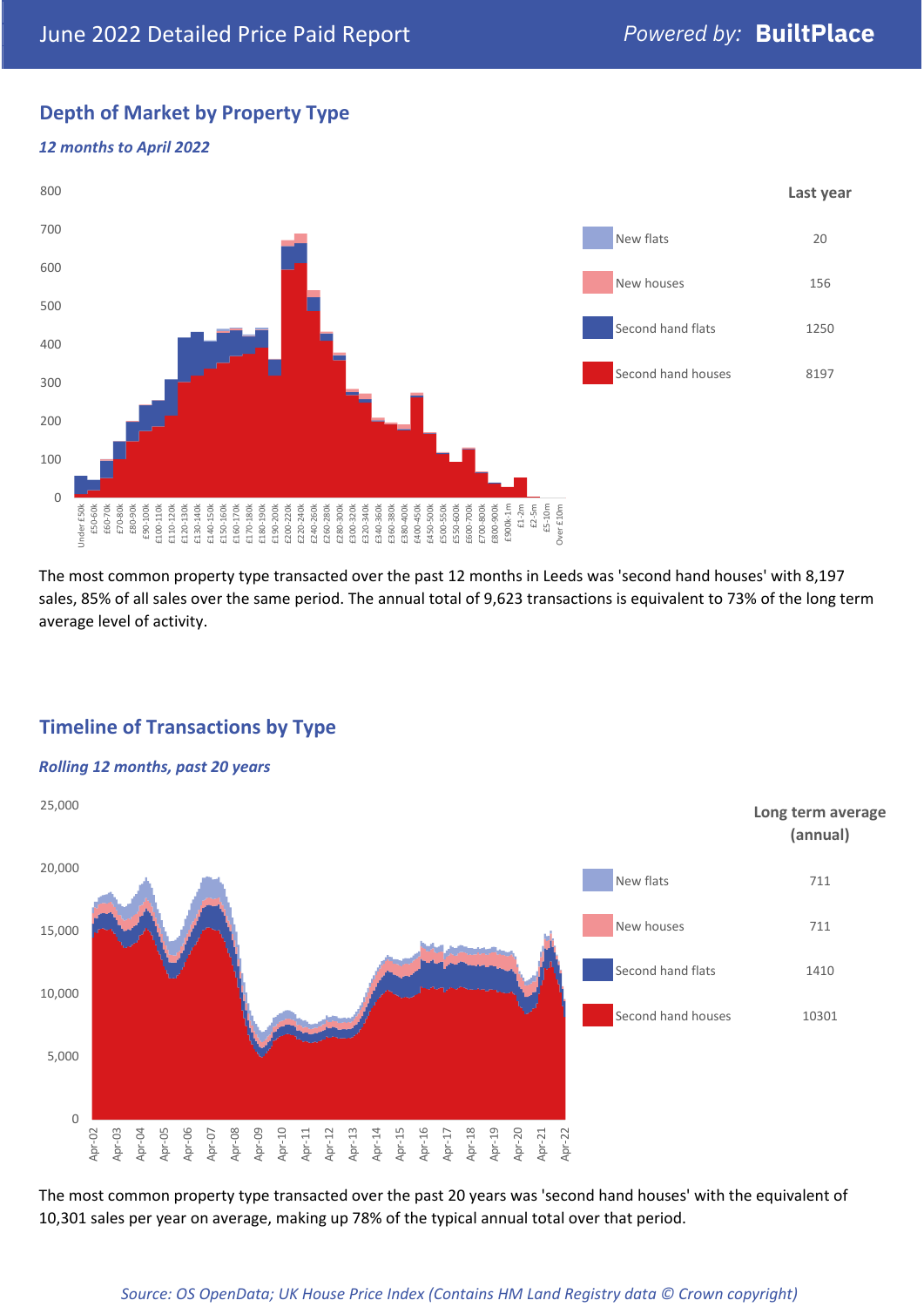June 2022 Detailed Price Paid Report

Powered by: **BuiltPlace**

## Depth of Market by Property Type

*12 months to April 2022*

800
700
600
500
400
300
200
100
0

Under £50k, £50-60k, £60-70k, £70-80k, £80-90k, £90-100k, £100-110k, £110-120k, £120-130k, £130-140k, £140-150k, £150-160k, £160-170k, £170-180k, £180-190k, £190-200k, £200-220k, £220-240k, £240-260k, £260-280k, £280-300k, £300-320k, £320-340k, £340-360k, £360-380k, £380-400k, £400-450k, £450-500k, £500-550k, £550-600k, £600-700k, £700-800k, £800-900k, £900k-1m, £1-2m, £2-5m, £5-10m, Over £10m

Last year

New flats 20

New houses 156

Second hand flats 1250

Second hand houses 8197

The most common property type transacted over the past 12 months in Leeds was 'second hand houses' with 8,197 sales, 85% of all sales over the same period. The annual total of 9,623 transactions is equivalent to 73% of the long term average level of activity.

## Timeline of Transactions by Type

*Rolling 12 months, past 20 years*

25,000
20,000
15,000
10,000
5,000
0

Apr-02, Apr-03, Apr-04, Apr-05, Apr-06, Apr-07, Apr-08, Apr-09, Apr-10, Apr-11, Apr-12, Apr-13, Apr-14, Apr-15, Apr-16, Apr-17, Apr-18, Apr-19, Apr-20, Apr-21, Apr-22

Long term average (annual)

New flats 711

New houses 711

Second hand flats 1410

Second hand houses 10301

The most common property type transacted over the past 20 years was 'second hand houses' with the equivalent of 10,301 sales per year on average, making up 78% of the typical annual total over that period.

*Source: OS OpenData; UK House Price Index (Contains HM Land Registry data © Crown copyright)*